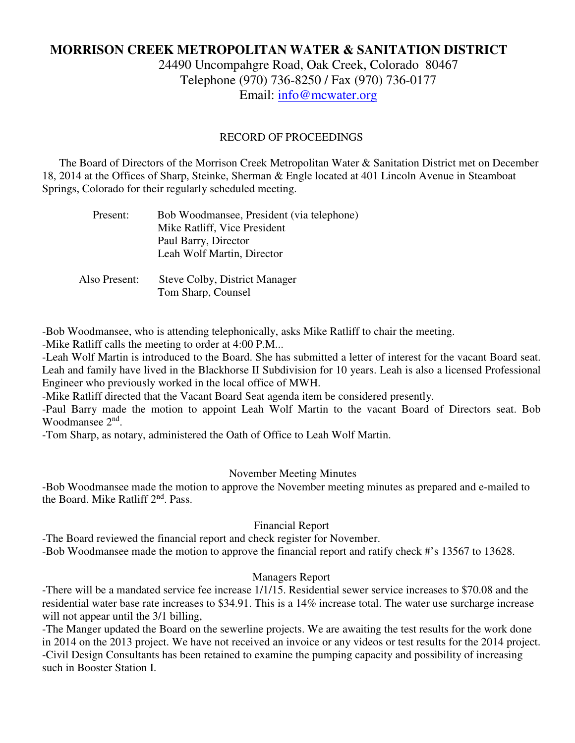# MORRISON CREEK METROPOLITAN WATER & SANITATION DISTRICT

24490 Uncompahgre Road, Oak Creek, Colorado 80467
Telephone (970) 736-8250 / Fax (970) 736-0177
Email: info@mcwater.org

## RECORD OF PROCEEDINGS

The Board of Directors of the Morrison Creek Metropolitan Water & Sanitation District met on December 18, 2014 at the Offices of Sharp, Steinke, Sherman & Engle located at 401 Lincoln Avenue in Steamboat Springs, Colorado for their regularly scheduled meeting.

Present: Bob Woodmansee, President (via telephone)
Mike Ratliff, Vice President
Paul Barry, Director
Leah Wolf Martin, Director

Also Present: Steve Colby, District Manager
Tom Sharp, Counsel

-Bob Woodmansee, who is attending telephonically, asks Mike Ratliff to chair the meeting.
-Mike Ratliff calls the meeting to order at 4:00 P.M...
-Leah Wolf Martin is introduced to the Board. She has submitted a letter of interest for the vacant Board seat. Leah and family have lived in the Blackhorse II Subdivision for 10 years. Leah is also a licensed Professional Engineer who previously worked in the local office of MWH.
-Mike Ratliff directed that the Vacant Board Seat agenda item be considered presently.
-Paul Barry made the motion to appoint Leah Wolf Martin to the vacant Board of Directors seat. Bob Woodmansee 2nd.
-Tom Sharp, as notary, administered the Oath of Office to Leah Wolf Martin.

### November Meeting Minutes

-Bob Woodmansee made the motion to approve the November meeting minutes as prepared and e-mailed to the Board. Mike Ratliff 2nd. Pass.

### Financial Report

-The Board reviewed the financial report and check register for November.
-Bob Woodmansee made the motion to approve the financial report and ratify check #'s 13567 to 13628.

### Managers Report

-There will be a mandated service fee increase 1/1/15. Residential sewer service increases to $70.08 and the residential water base rate increases to $34.91. This is a 14% increase total. The water use surcharge increase will not appear until the 3/1 billing,
-The Manger updated the Board on the sewerline projects. We are awaiting the test results for the work done in 2014 on the 2013 project. We have not received an invoice or any videos or test results for the 2014 project.
-Civil Design Consultants has been retained to examine the pumping capacity and possibility of increasing such in Booster Station I.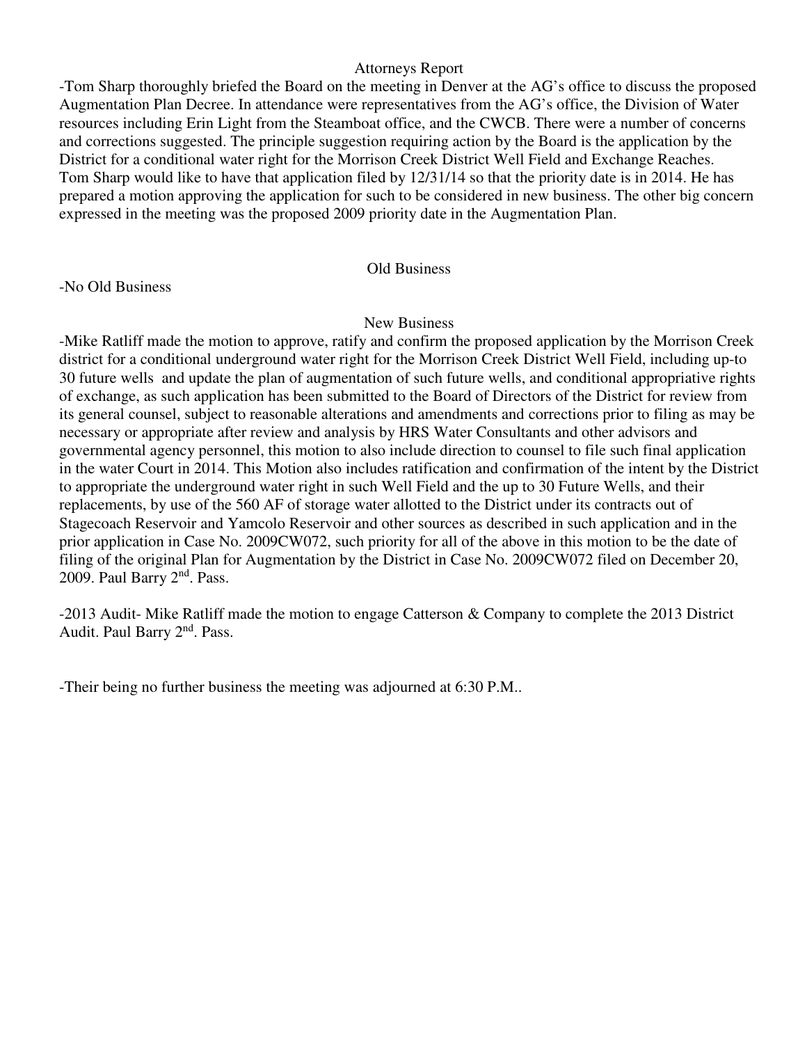## Attorneys Report

-Tom Sharp thoroughly briefed the Board on the meeting in Denver at the AG's office to discuss the proposed Augmentation Plan Decree. In attendance were representatives from the AG's office, the Division of Water resources including Erin Light from the Steamboat office, and the CWCB. There were a number of concerns and corrections suggested. The principle suggestion requiring action by the Board is the application by the District for a conditional water right for the Morrison Creek District Well Field and Exchange Reaches. Tom Sharp would like to have that application filed by 12/31/14 so that the priority date is in 2014. He has prepared a motion approving the application for such to be considered in new business. The other big concern expressed in the meeting was the proposed 2009 priority date in the Augmentation Plan.

## Old Business

-No Old Business

## New Business

-Mike Ratliff made the motion to approve, ratify and confirm the proposed application by the Morrison Creek district for a conditional underground water right for the Morrison Creek District Well Field, including up-to 30 future wells and update the plan of augmentation of such future wells, and conditional appropriative rights of exchange, as such application has been submitted to the Board of Directors of the District for review from its general counsel, subject to reasonable alterations and amendments and corrections prior to filing as may be necessary or appropriate after review and analysis by HRS Water Consultants and other advisors and governmental agency personnel, this motion to also include direction to counsel to file such final application in the water Court in 2014. This Motion also includes ratification and confirmation of the intent by the District to appropriate the underground water right in such Well Field and the up to 30 Future Wells, and their replacements, by use of the 560 AF of storage water allotted to the District under its contracts out of Stagecoach Reservoir and Yamcolo Reservoir and other sources as described in such application and in the prior application in Case No. 2009CW072, such priority for all of the above in this motion to be the date of filing of the original Plan for Augmentation by the District in Case No. 2009CW072 filed on December 20, 2009. Paul Barry 2nd. Pass.

-2013 Audit- Mike Ratliff made the motion to engage Catterson & Company to complete the 2013 District Audit. Paul Barry 2nd. Pass.

-Their being no further business the meeting was adjourned at 6:30 P.M..